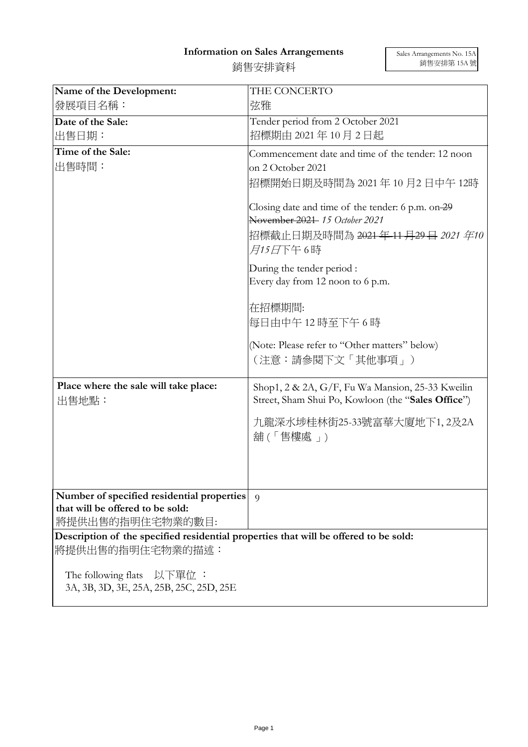# Information on Sales Arrangements
# 銷售安排資料

Sales Arrangements No. 15A
銷售安排第 15A 號

| Name of the Development:<br>發展項目名稱： | THE CONCERTO<br>弦雅 |
|---|---|
| **Date of the Sale:**<br>出售日期： | Tender period from 2 October 2021<br>招標期由 2021 年 10 月 2 日起 |
| **Time of the Sale:**<br>出售時間： | Commencement date and time of the tender: 12 noon on 2 October 2021<br>招標開始日期及時間為 2021 年 10 月2 日中午 12時<br><br>Closing date and time of the tender: 6 p.m. on ~~29 November 2021~~ *15 October 2021*<br>招標截止日期及時間為 ~~2021 年 11 月29 日~~ *2021 年10 月15日*下午 6 時<br><br>During the tender period :<br>Every day from 12 noon to 6 p.m.<br><br>在招標期間:<br>每日由中午 12 時至下午 6 時<br><br>(Note: Please refer to "Other matters" below)<br>（注意：請參閱下文「其他事項」） |
| **Place where the sale will take place:**<br>出售地點： | Shop1, 2 & 2A, G/F, Fu Wa Mansion, 25-33 Kweilin Street, Sham Shui Po, Kowloon (the "**Sales Office**")<br><br>九龍深水埗桂林街25-33號富華大廈地下1, 2及2A 舖 (「售樓處 」) |
| **Number of specified residential properties that will be offered to be sold:**<br>將提供出售的指明住宅物業的數目: | 9 |

**Description of the specified residential properties that will be offered to be sold:**
將提供出售的指明住宅物業的描述：

The following flats 以下單位 ：
3A, 3B, 3D, 3E, 25A, 25B, 25C, 25D, 25E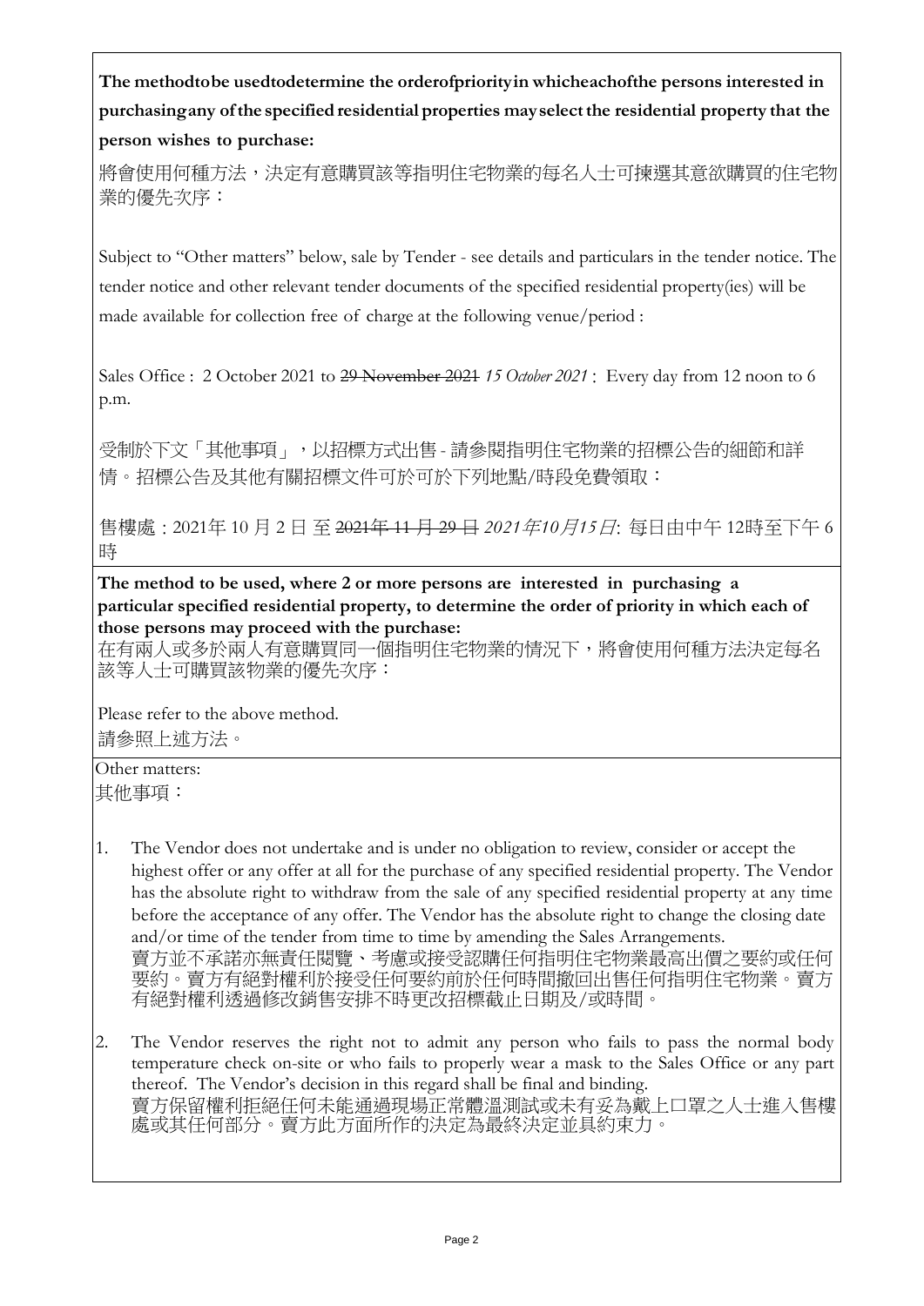**The methodtobe usedtodetermine the orderofpriorityin whicheachofthe persons interested in purchasingany ofthe specified residential properties mayselect the residential property that the person wishes to purchase:**

將會使用何種方法，決定有意購買該等指明住宅物業的每名人士可揀選其意欲購買的住宅物業的優先次序：

Subject to "Other matters" below, sale by Tender - see details and particulars in the tender notice. The tender notice and other relevant tender documents of the specified residential property(ies) will be made available for collection free of charge at the following venue/period :

Sales Office : 2 October 2021 to ~~29 November 2021~~ *15 October 2021* : Every day from 12 noon to 6 p.m.

受制於下文「其他事項」，以招標方式出售 - 請參閱指明住宅物業的招標公告的細節和詳情。招標公告及其他有關招標文件可於可於下列地點/時段免費領取：

售樓處：2021年 10 月 2 日 至 ~~2021年 11 月 29 日~~ *2021年10月15日*: 每日由中午 12時至下午 6時

**The method to be used, where 2 or more persons are interested in purchasing a particular specified residential property, to determine the order of priority in which each of those persons may proceed with the purchase:**

在有兩人或多於兩人有意購買同一個指明住宅物業的情況下，將會使用何種方法決定每名該等人士可購買該物業的優先次序：

Please refer to the above method.

請參照上述方法。

Other matters:

其他事項：

1. The Vendor does not undertake and is under no obligation to review, consider or accept the highest offer or any offer at all for the purchase of any specified residential property. The Vendor has the absolute right to withdraw from the sale of any specified residential property at any time before the acceptance of any offer. The Vendor has the absolute right to change the closing date and/or time of the tender from time to time by amending the Sales Arrangements.
   賣方並不承諾亦無責任閱覽、考慮或接受認購任何指明住宅物業最高出價之要約或任何要約。賣方有絕對權利於接受任何要約前於任何時間撤回出售任何指明住宅物業。賣方有絕對權利透過修改銷售安排不時更改招標截止日期及/或時間。

2. The Vendor reserves the right not to admit any person who fails to pass the normal body temperature check on-site or who fails to properly wear a mask to the Sales Office or any part thereof. The Vendor's decision in this regard shall be final and binding.
   賣方保留權利拒絕任何未能通過現場正常體溫測試或未有妥為戴上口罩之人士進入售樓處或其任何部分。賣方此方面所作的決定為最終決定並具約束力。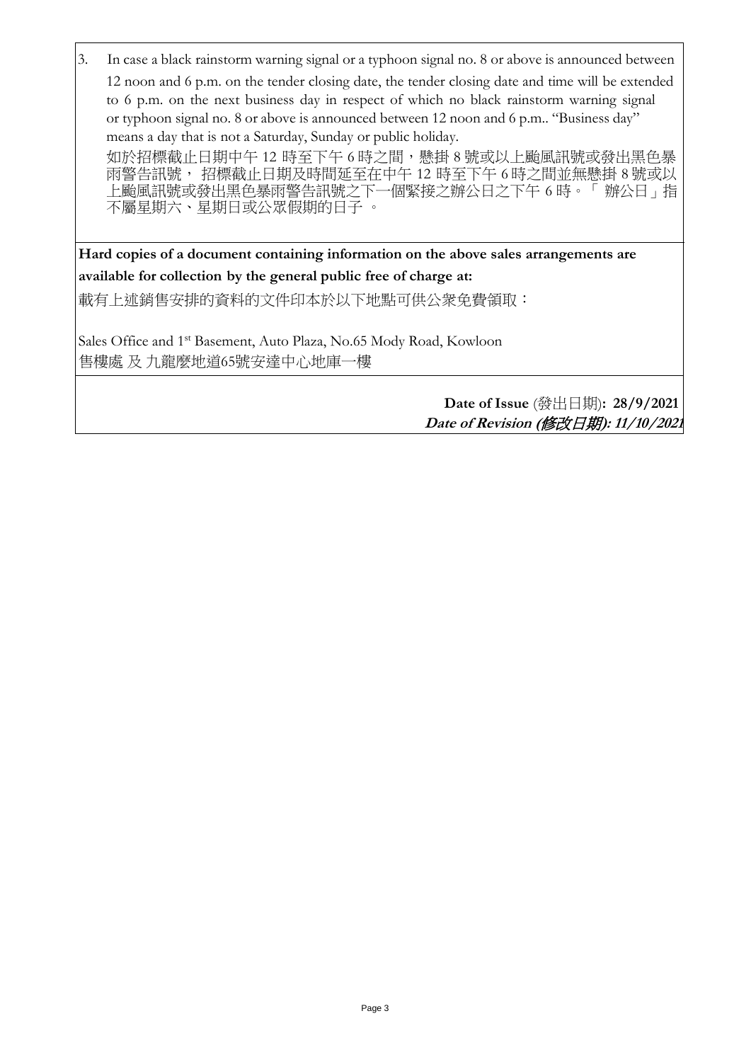3. In case a black rainstorm warning signal or a typhoon signal no. 8 or above is announced between 12 noon and 6 p.m. on the tender closing date, the tender closing date and time will be extended to 6 p.m. on the next business day in respect of which no black rainstorm warning signal or typhoon signal no. 8 or above is announced between 12 noon and 6 p.m.. "Business day" means a day that is not a Saturday, Sunday or public holiday.
   如於招標截止日期中午 12 時至下午 6 時之間，懸掛 8 號或以上颱風訊號或發出黑色暴雨警告訊號， 招標截止日期及時間延至在中午 12 時至下午 6 時之間並無懸掛 8 號或以上颱風訊號或發出黑色暴雨警告訊號之下一個緊接之辦公日之下午 6 時。「 辦公日」指不屬星期六、星期日或公眾假期的日子 。

**Hard copies of a document containing information on the above sales arrangements are available for collection by the general public free of charge at:**

載有上述銷售安排的資料的文件印本於以下地點可供公衆免費領取：

Sales Office and 1st Basement, Auto Plaza, No.65 Mody Road, Kowloon
售樓處 及 九龍麼地道65號安達中心地庫一樓

**Date of Issue** (發出日期)**: 28/9/2021**
***Date of Revision (修改日期): 11/10/2021***